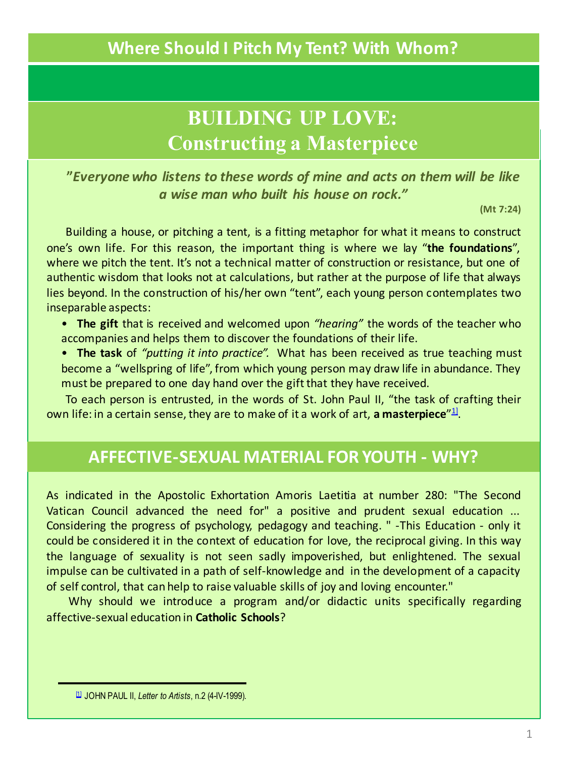## Where Should I Pitch My Tent? With Whom?

# BUILDING UP LOVE: Constructing a Masterpiece

***"Everyone who listens to these words of mine and acts on them will be like a wise man who built his house on rock."***

**(Mt 7:24)**

Building a house, or pitching a tent, is a fitting metaphor for what it means to construct one's own life. For this reason, the important thing is where we lay "**the foundations**", where we pitch the tent. It's not a technical matter of construction or resistance, but one of authentic wisdom that looks not at calculations, but rather at the purpose of life that always lies beyond. In the construction of his/her own "tent", each young person contemplates two inseparable aspects:

- **The gift** that is received and welcomed upon *"hearing"* the words of the teacher who accompanies and helps them to discover the foundations of their life.
- **The task** of *"putting it into practice".* What has been received as true teaching must become a "wellspring of life", from which young person may draw life in abundance. They must be prepared to one day hand over the gift that they have received.

To each person is entrusted, in the words of St. John Paul II, "the task of crafting their own life: in a certain sense, they are to make of it a work of art, **a masterpiece**"[1].

## AFFECTIVE-SEXUAL MATERIAL FOR YOUTH - WHY?

As indicated in the Apostolic Exhortation Amoris Laetitia at number 280: "The Second Vatican Council advanced the need for" a positive and prudent sexual education ... Considering the progress of psychology, pedagogy and teaching. " -This Education - only it could be considered it in the context of education for love, the reciprocal giving. In this way the language of sexuality is not seen sadly impoverished, but enlightened. The sexual impulse can be cultivated in a path of self-knowledge and in the development of a capacity of self control, that can help to raise valuable skills of joy and loving encounter."

Why should we introduce a program and/or didactic units specifically regarding affective-sexual education in **Catholic Schools**?

---

[1] JOHN PAUL II, *Letter to Artists*, n.2 (4-IV-1999).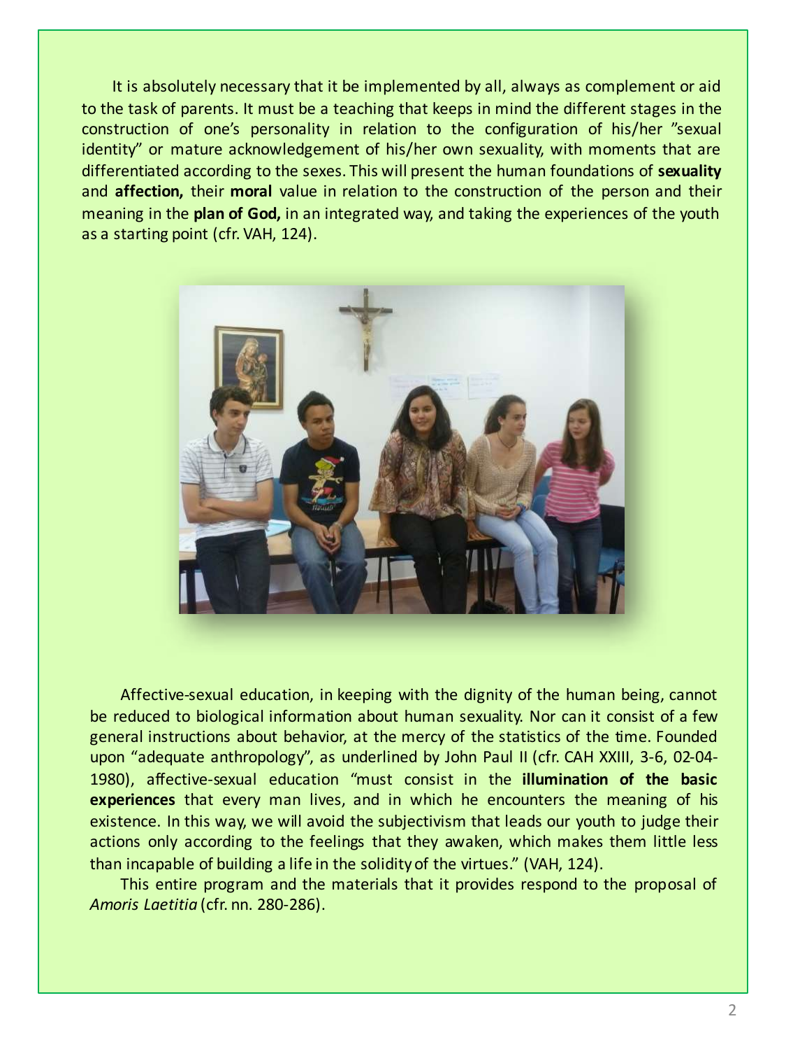It is absolutely necessary that it be implemented by all, always as complement or aid to the task of parents. It must be a teaching that keeps in mind the different stages in the construction of one's personality in relation to the configuration of his/her "sexual identity" or mature acknowledgement of his/her own sexuality, with moments that are differentiated according to the sexes. This will present the human foundations of **sexuality** and **affection,** their **moral** value in relation to the construction of the person and their meaning in the **plan of God,** in an integrated way, and taking the experiences of the youth as a starting point (cfr. VAH, 124).

Affective-sexual education, in keeping with the dignity of the human being, cannot be reduced to biological information about human sexuality. Nor can it consist of a few general instructions about behavior, at the mercy of the statistics of the time. Founded upon "adequate anthropology", as underlined by John Paul II (cfr. CAH XXIII, 3-6, 02-04-1980), affective-sexual education "must consist in the **illumination of the basic experiences** that every man lives, and in which he encounters the meaning of his existence. In this way, we will avoid the subjectivism that leads our youth to judge their actions only according to the feelings that they awaken, which makes them little less than incapable of building a life in the solidity of the virtues." (VAH, 124).

This entire program and the materials that it provides respond to the proposal of *Amoris Laetitia* (cfr. nn. 280-286).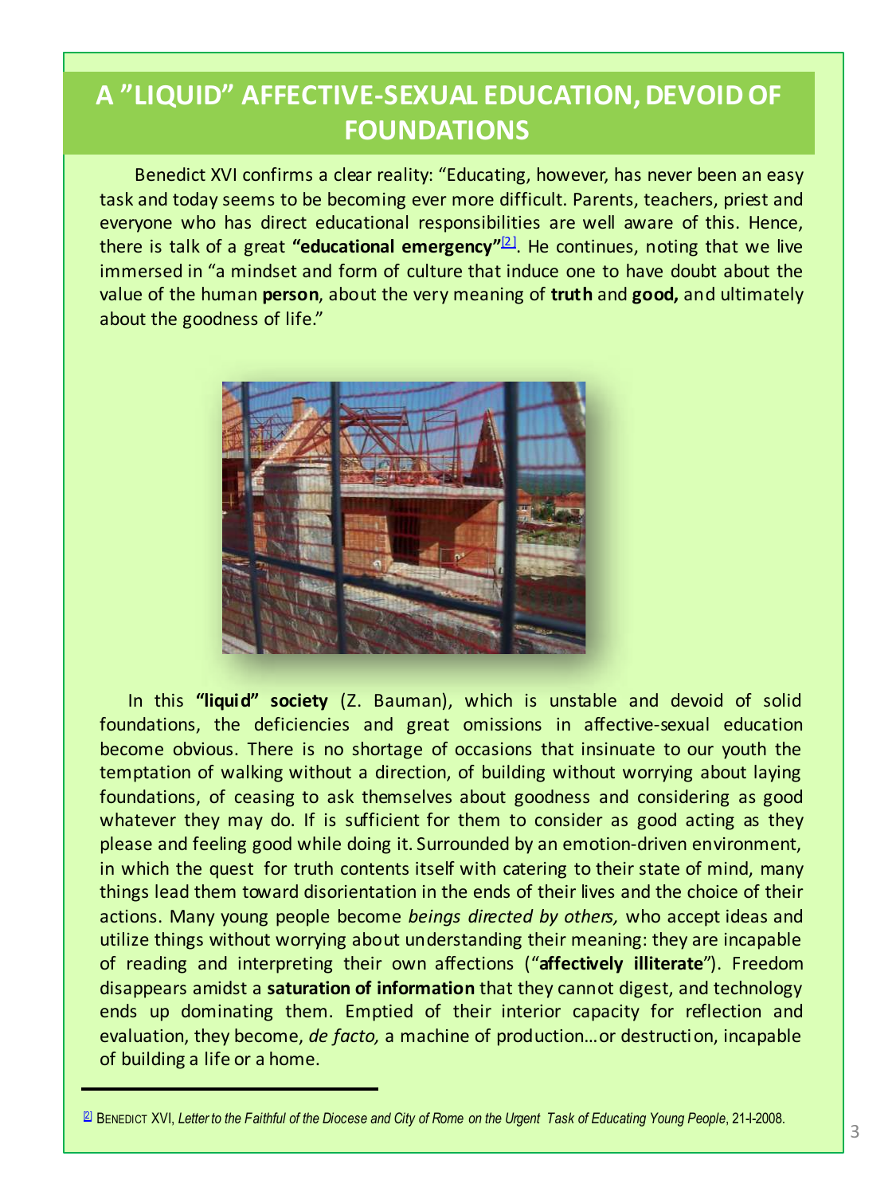# A "LIQUID" AFFECTIVE-SEXUAL EDUCATION, DEVOID OF FOUNDATIONS

Benedict XVI confirms a clear reality: "Educating, however, has never been an easy task and today seems to be becoming ever more difficult. Parents, teachers, priest and everyone who has direct educational responsibilities are well aware of this. Hence, there is talk of a great **"educational emergency"**[2]. He continues, noting that we live immersed in "a mindset and form of culture that induce one to have doubt about the value of the human **person**, about the very meaning of **truth** and **good,** and ultimately about the goodness of life."

In this **"liquid" society** (Z. Bauman), which is unstable and devoid of solid foundations, the deficiencies and great omissions in affective-sexual education become obvious. There is no shortage of occasions that insinuate to our youth the temptation of walking without a direction, of building without worrying about laying foundations, of ceasing to ask themselves about goodness and considering as good whatever they may do. If is sufficient for them to consider as good acting as they please and feeling good while doing it. Surrounded by an emotion-driven environment, in which the quest for truth contents itself with catering to their state of mind, many things lead them toward disorientation in the ends of their lives and the choice of their actions. Many young people become *beings directed by others,* who accept ideas and utilize things without worrying about understanding their meaning: they are incapable of reading and interpreting their own affections ("**affectively illiterate**"). Freedom disappears amidst a **saturation of information** that they cannot digest, and technology ends up dominating them. Emptied of their interior capacity for reflection and evaluation, they become, *de facto,* a machine of production…or destruction, incapable of building a life or a home.

---

[2] BENEDICT XVI, *Letter to the Faithful of the Diocese and City of Rome on the Urgent Task of Educating Young People*, 21-I-2008.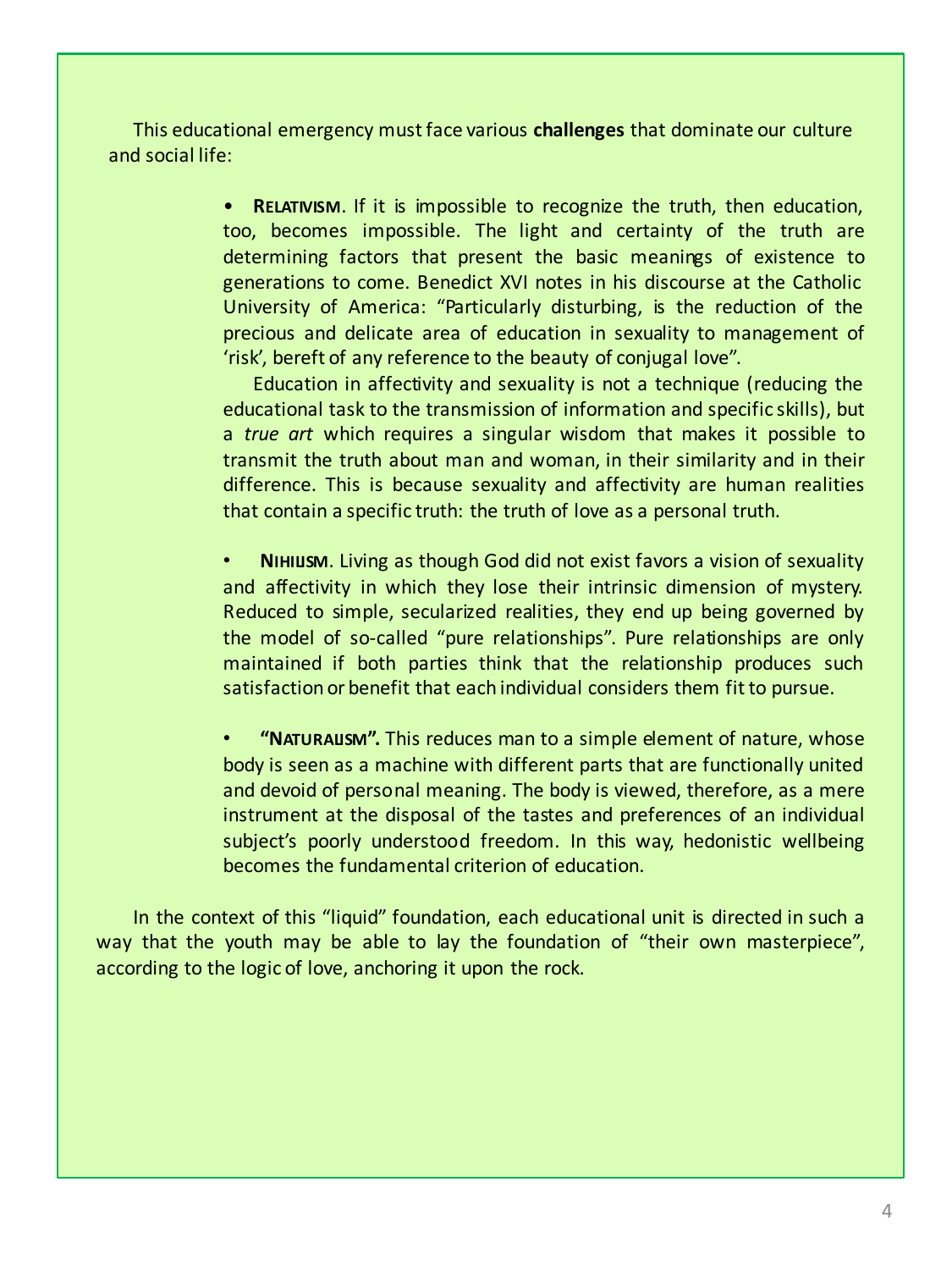This educational emergency must face various **challenges** that dominate our culture and social life:

- **RELATIVISM**. If it is impossible to recognize the truth, then education, too, becomes impossible. The light and certainty of the truth are determining factors that present the basic meanings of existence to generations to come. Benedict XVI notes in his discourse at the Catholic University of America: “Particularly disturbing, is the reduction of the precious and delicate area of education in sexuality to management of ‘risk’, bereft of any reference to the beauty of conjugal love”.

  Education in affectivity and sexuality is not a technique (reducing the educational task to the transmission of information and specific skills), but a *true art* which requires a singular wisdom that makes it possible to transmit the truth about man and woman, in their similarity and in their difference. This is because sexuality and affectivity are human realities that contain a specific truth: the truth of love as a personal truth.

- **NIHILISM**. Living as though God did not exist favors a vision of sexuality and affectivity in which they lose their intrinsic dimension of mystery. Reduced to simple, secularized realities, they end up being governed by the model of so-called “pure relationships”. Pure relationships are only maintained if both parties think that the relationship produces such satisfaction or benefit that each individual considers them fit to pursue.

- **“NATURALISM”.** This reduces man to a simple element of nature, whose body is seen as a machine with different parts that are functionally united and devoid of personal meaning. The body is viewed, therefore, as a mere instrument at the disposal of the tastes and preferences of an individual subject’s poorly understood freedom. In this way, hedonistic wellbeing becomes the fundamental criterion of education.

In the context of this “liquid” foundation, each educational unit is directed in such a way that the youth may be able to lay the foundation of “their own masterpiece”, according to the logic of love, anchoring it upon the rock.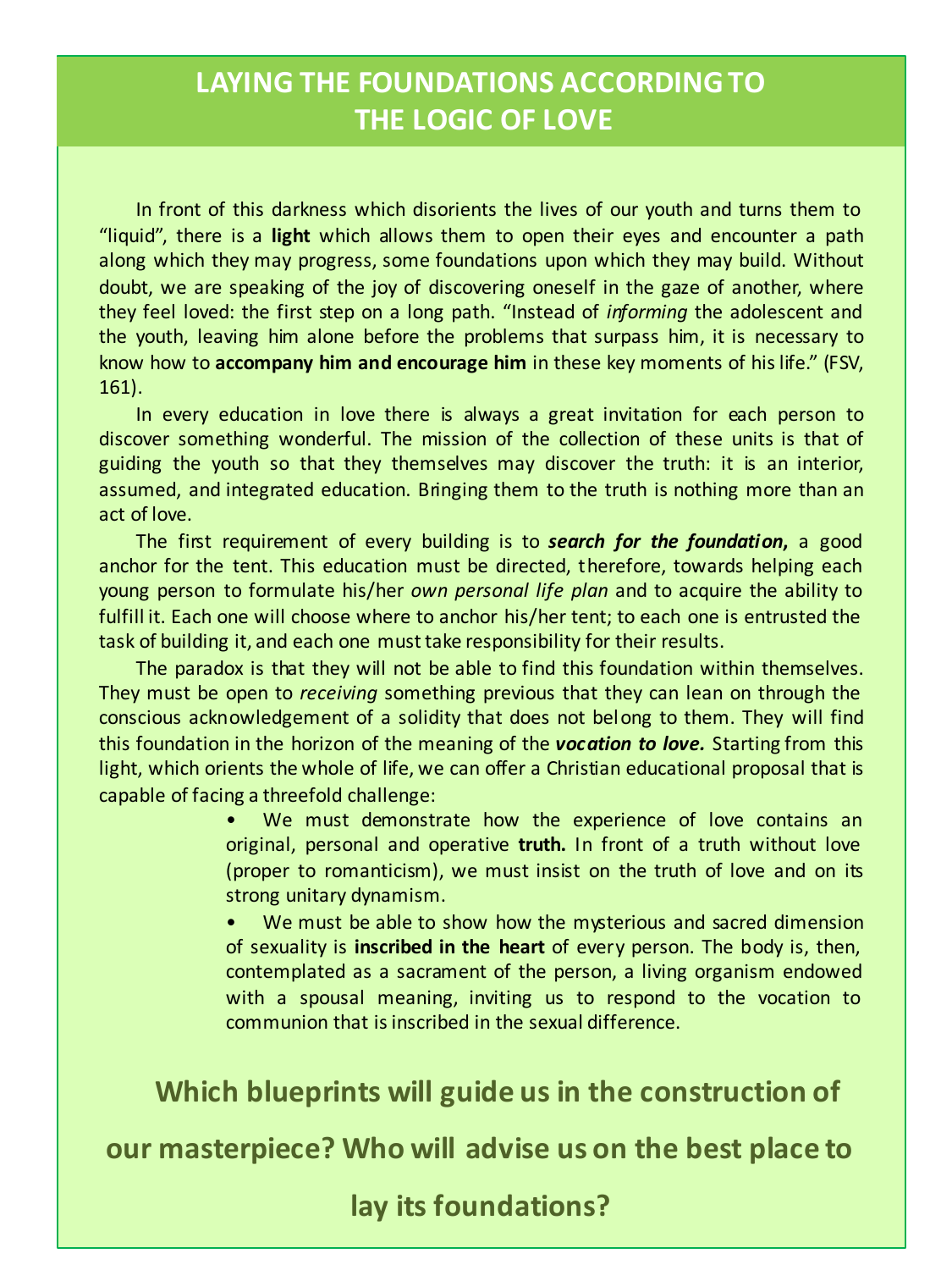# LAYING THE FOUNDATIONS ACCORDING TO THE LOGIC OF LOVE

In front of this darkness which disorients the lives of our youth and turns them to "liquid", there is a **light** which allows them to open their eyes and encounter a path along which they may progress, some foundations upon which they may build. Without doubt, we are speaking of the joy of discovering oneself in the gaze of another, where they feel loved: the first step on a long path. "Instead of *informing* the adolescent and the youth, leaving him alone before the problems that surpass him, it is necessary to know how to **accompany him and encourage him** in these key moments of his life." (FSV, 161).

In every education in love there is always a great invitation for each person to discover something wonderful. The mission of the collection of these units is that of guiding the youth so that they themselves may discover the truth: it is an interior, assumed, and integrated education. Bringing them to the truth is nothing more than an act of love.

The first requirement of every building is to ***search for the foundation,*** a good anchor for the tent. This education must be directed, therefore, towards helping each young person to formulate his/her *own personal life plan* and to acquire the ability to fulfill it. Each one will choose where to anchor his/her tent; to each one is entrusted the task of building it, and each one must take responsibility for their results.

The paradox is that they will not be able to find this foundation within themselves. They must be open to *receiving* something previous that they can lean on through the conscious acknowledgement of a solidity that does not belong to them. They will find this foundation in the horizon of the meaning of the ***vocation to love.*** Starting from this light, which orients the whole of life, we can offer a Christian educational proposal that is capable of facing a threefold challenge:

- We must demonstrate how the experience of love contains an original, personal and operative **truth.** In front of a truth without love (proper to romanticism), we must insist on the truth of love and on its strong unitary dynamism.
- We must be able to show how the mysterious and sacred dimension of sexuality is **inscribed in the heart** of every person. The body is, then, contemplated as a sacrament of the person, a living organism endowed with a spousal meaning, inviting us to respond to the vocation to communion that is inscribed in the sexual difference.

**Which blueprints will guide us in the construction of our masterpiece? Who will advise us on the best place to lay its foundations?**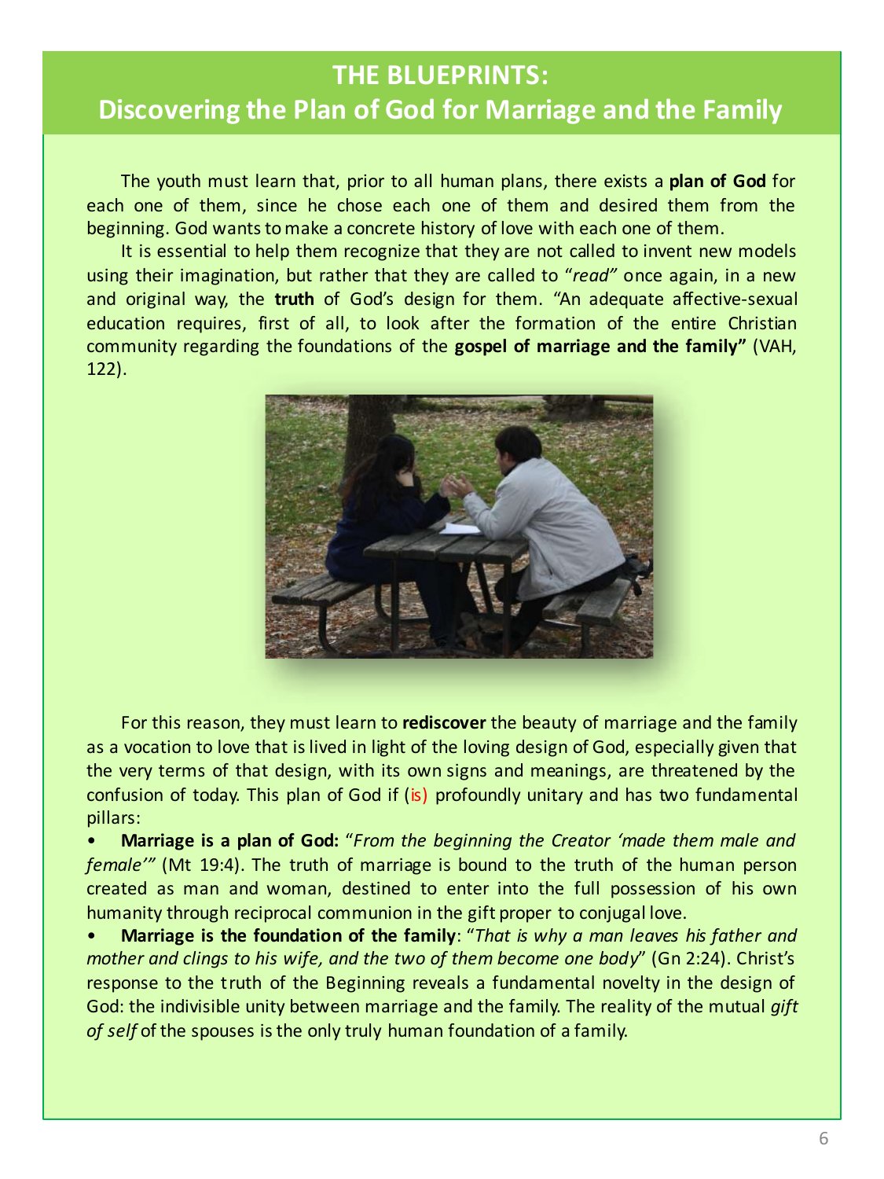# THE BLUEPRINTS: Discovering the Plan of God for Marriage and the Family

The youth must learn that, prior to all human plans, there exists a **plan of God** for each one of them, since he chose each one of them and desired them from the beginning. God wants to make a concrete history of love with each one of them.

It is essential to help them recognize that they are not called to invent new models using their imagination, but rather that they are called to "*read*" once again, in a new and original way, the **truth** of God's design for them. "An adequate affective-sexual education requires, first of all, to look after the formation of the entire Christian community regarding the foundations of the **gospel of marriage and the family"** (VAH, 122).

For this reason, they must learn to **rediscover** the beauty of marriage and the family as a vocation to love that is lived in light of the loving design of God, especially given that the very terms of that design, with its own signs and meanings, are threatened by the confusion of today. This plan of God if (is) profoundly unitary and has two fundamental pillars:

- **Marriage is a plan of God:** "*From the beginning the Creator 'made them male and female'*" (Mt 19:4). The truth of marriage is bound to the truth of the human person created as man and woman, destined to enter into the full possession of his own humanity through reciprocal communion in the gift proper to conjugal love.
- **Marriage is the foundation of the family**: "*That is why a man leaves his father and mother and clings to his wife, and the two of them become one body*" (Gn 2:24). Christ's response to the truth of the Beginning reveals a fundamental novelty in the design of God: the indivisible unity between marriage and the family. The reality of the mutual *gift of self* of the spouses is the only truly human foundation of a family.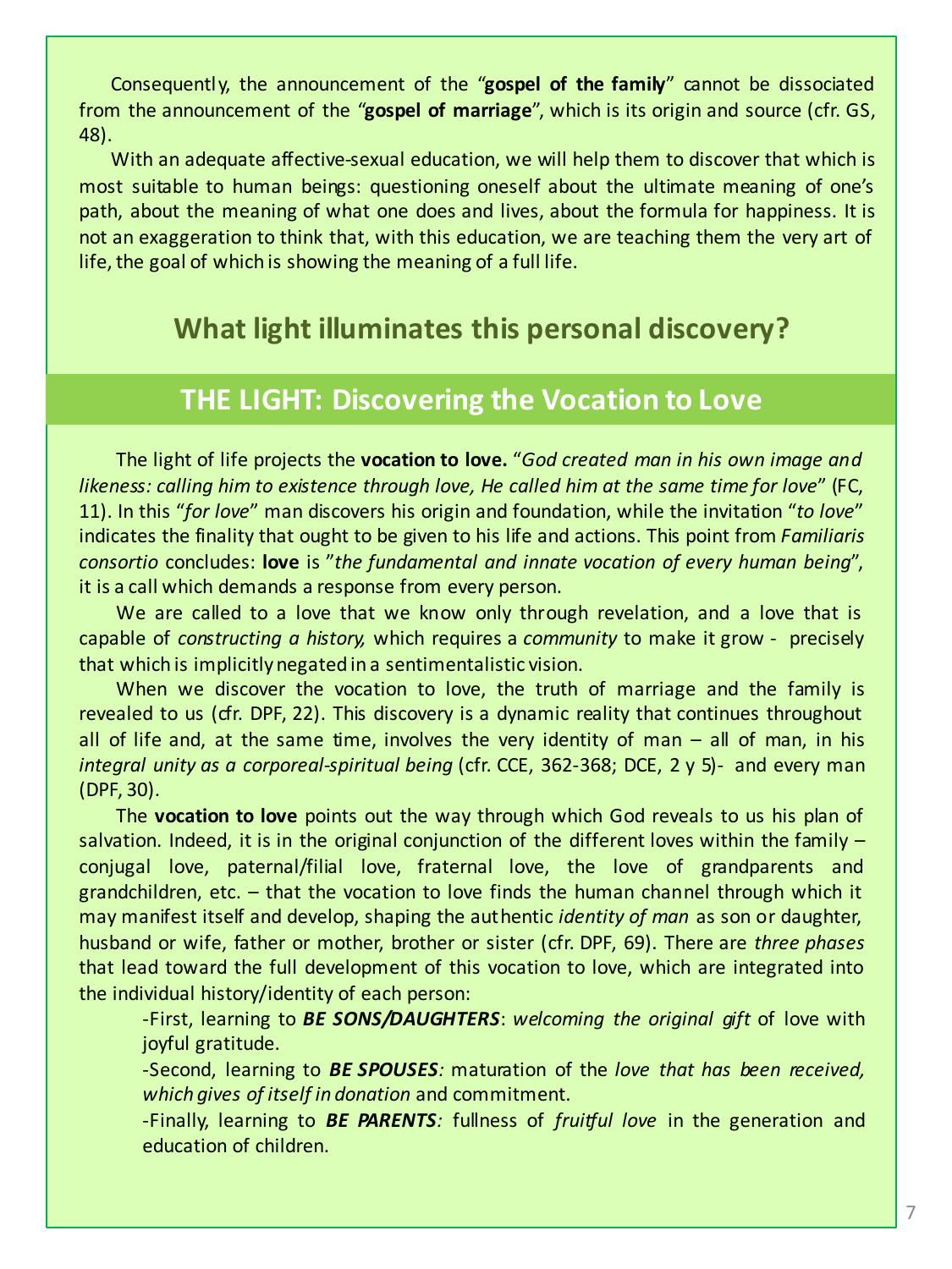Consequently, the announcement of the "**gospel of the family**" cannot be dissociated from the announcement of the "**gospel of marriage**", which is its origin and source (cfr. GS, 48).

With an adequate affective-sexual education, we will help them to discover that which is most suitable to human beings: questioning oneself about the ultimate meaning of one's path, about the meaning of what one does and lives, about the formula for happiness. It is not an exaggeration to think that, with this education, we are teaching them the very art of life, the goal of which is showing the meaning of a full life.

## What light illuminates this personal discovery?

## THE LIGHT: Discovering the Vocation to Love

The light of life projects the **vocation to love.** "*God created man in his own image and likeness: calling him to existence through love, He called him at the same time for love*" (FC, 11). In this "*for love*" man discovers his origin and foundation, while the invitation "*to love*" indicates the finality that ought to be given to his life and actions. This point from *Familiaris consortio* concludes: **love** is "*the fundamental and innate vocation of every human being*", it is a call which demands a response from every person.

We are called to a love that we know only through revelation, and a love that is capable of *constructing a history,* which requires a *community* to make it grow - precisely that which is implicitly negated in a sentimentalistic vision.

When we discover the vocation to love, the truth of marriage and the family is revealed to us (cfr. DPF, 22). This discovery is a dynamic reality that continues throughout all of life and, at the same time, involves the very identity of man – all of man, in his *integral unity as a corporeal-spiritual being* (cfr. CCE, 362-368; DCE, 2 y 5)- and every man (DPF, 30).

The **vocation to love** points out the way through which God reveals to us his plan of salvation. Indeed, it is in the original conjunction of the different loves within the family – conjugal love, paternal/filial love, fraternal love, the love of grandparents and grandchildren, etc. – that the vocation to love finds the human channel through which it may manifest itself and develop, shaping the authentic *identity of man* as son or daughter, husband or wife, father or mother, brother or sister (cfr. DPF, 69). There are *three phases* that lead toward the full development of this vocation to love, which are integrated into the individual history/identity of each person:

- First, learning to ***BE SONS/DAUGHTERS***: *welcoming the original gift* of love with joyful gratitude.
- Second, learning to ***BE SPOUSES****:* maturation of the *love that has been received, which gives of itself in donation* and commitment.
- Finally, learning to ***BE PARENTS****:* fullness of *fruitful love* in the generation and education of children.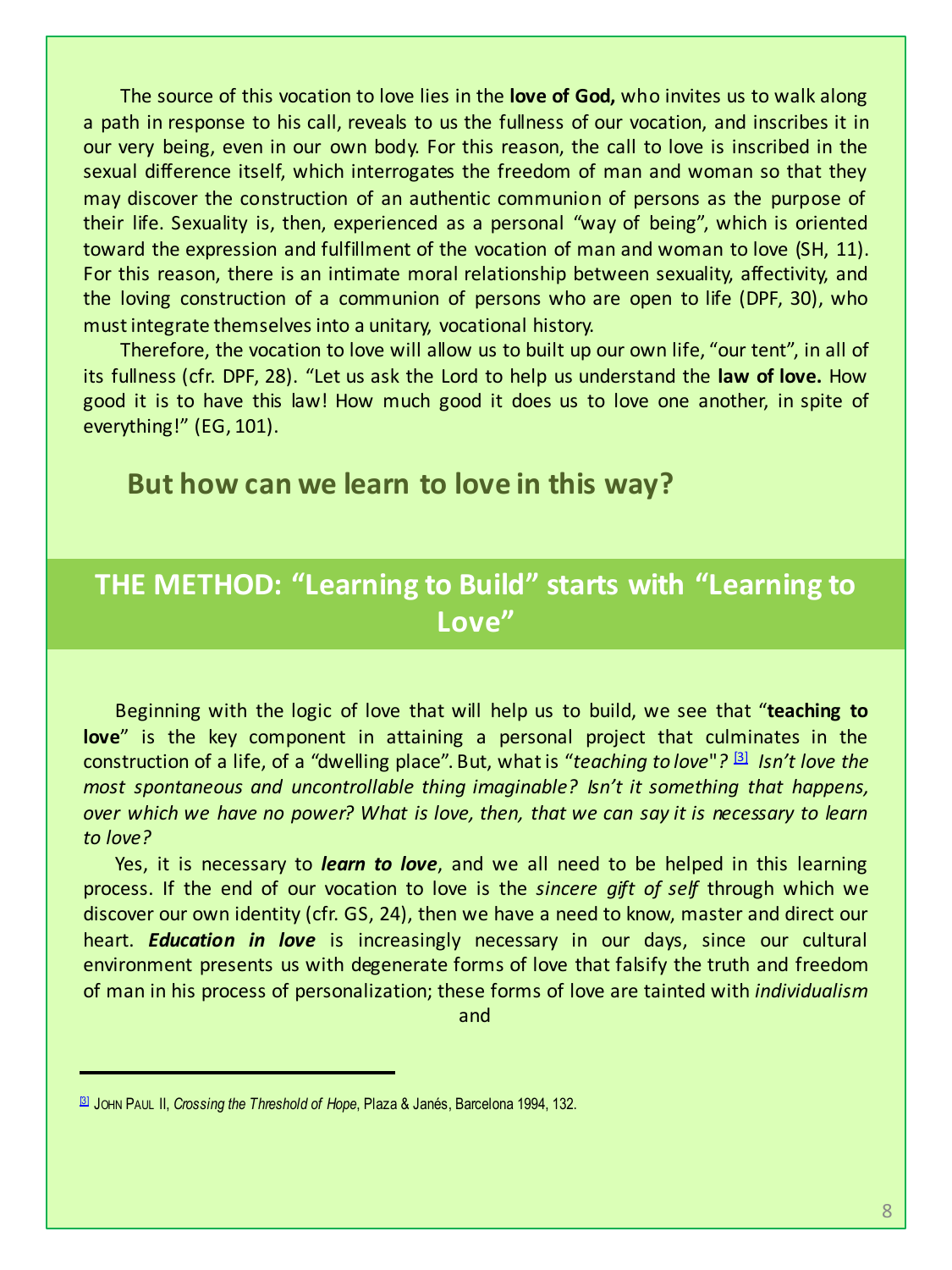The source of this vocation to love lies in the **love of God,** who invites us to walk along a path in response to his call, reveals to us the fullness of our vocation, and inscribes it in our very being, even in our own body. For this reason, the call to love is inscribed in the sexual difference itself, which interrogates the freedom of man and woman so that they may discover the construction of an authentic communion of persons as the purpose of their life. Sexuality is, then, experienced as a personal "way of being", which is oriented toward the expression and fulfillment of the vocation of man and woman to love (SH, 11). For this reason, there is an intimate moral relationship between sexuality, affectivity, and the loving construction of a communion of persons who are open to life (DPF, 30), who must integrate themselves into a unitary, vocational history.

Therefore, the vocation to love will allow us to built up our own life, "our tent", in all of its fullness (cfr. DPF, 28). "Let us ask the Lord to help us understand the **law of love.** How good it is to have this law! How much good it does us to love one another, in spite of everything!" (EG, 101).

## But how can we learn to love in this way?

## THE METHOD: "Learning to Build" starts with "Learning to Love"

Beginning with the logic of love that will help us to build, we see that "**teaching to love**" is the key component in attaining a personal project that culminates in the construction of a life, of a "dwelling place". But, what is "*teaching to love*"*?* [3] *Isn't love the most spontaneous and uncontrollable thing imaginable? Isn't it something that happens, over which we have no power? What is love, then, that we can say it is necessary to learn to love?*

Yes, it is necessary to ***learn to love***, and we all need to be helped in this learning process. If the end of our vocation to love is the *sincere gift of self* through which we discover our own identity (cfr. GS, 24), then we have a need to know, master and direct our heart. ***Education in love*** is increasingly necessary in our days, since our cultural environment presents us with degenerate forms of love that falsify the truth and freedom of man in his process of personalization; these forms of love are tainted with *individualism* and

---

[3] JOHN PAUL II, *Crossing the Threshold of Hope*, Plaza & Janés, Barcelona 1994, 132.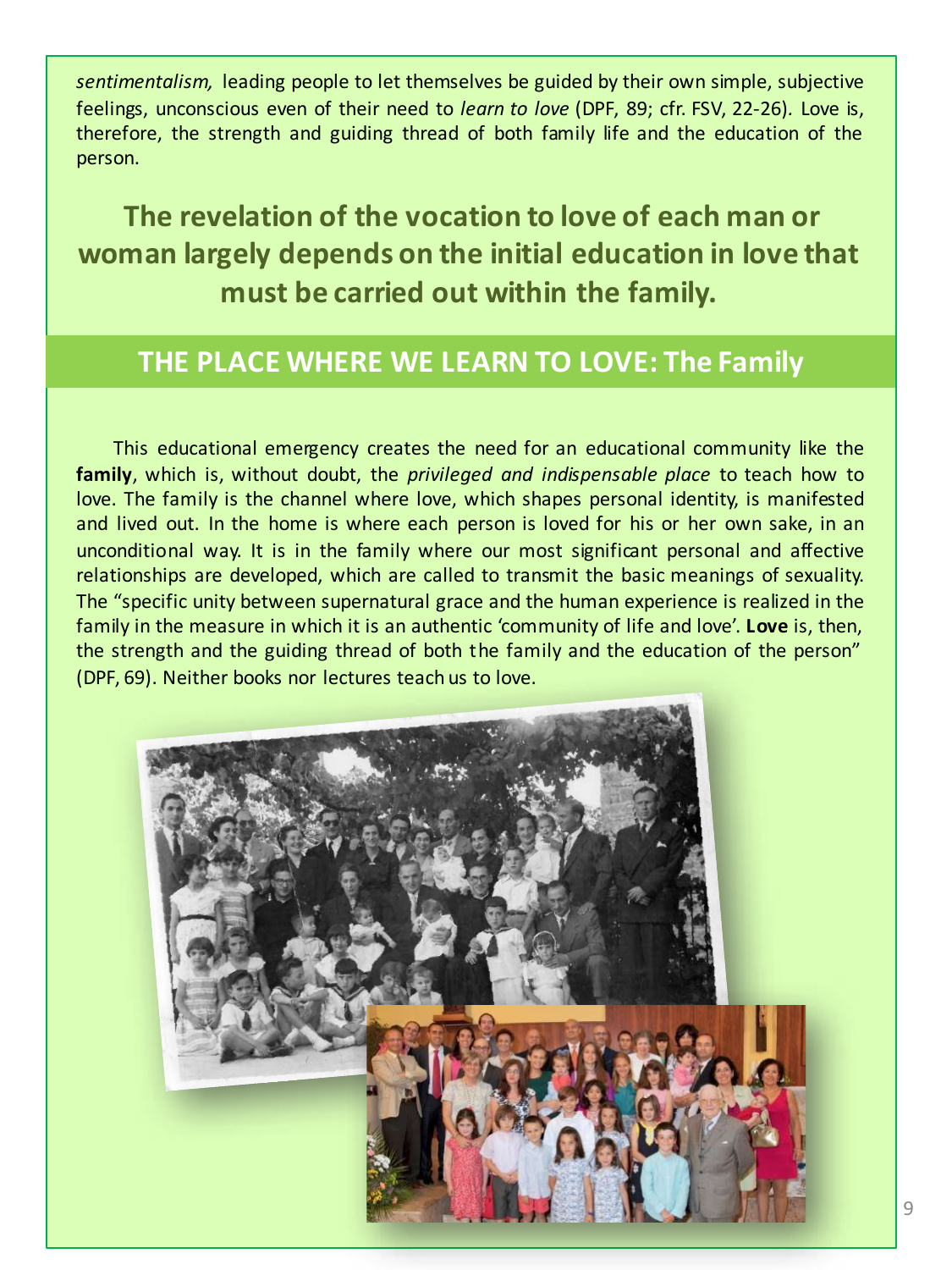*sentimentalism,* leading people to let themselves be guided by their own simple, subjective feelings, unconscious even of their need to *learn to love* (DPF, 89; cfr. FSV, 22-26). Love is, therefore, the strength and guiding thread of both family life and the education of the person.

**The revelation of the vocation to love of each man or woman largely depends on the initial education in love that must be carried out within the family.**

## THE PLACE WHERE WE LEARN TO LOVE: The Family

This educational emergency creates the need for an educational community like the **family**, which is, without doubt, the *privileged and indispensable place* to teach how to love. The family is the channel where love, which shapes personal identity, is manifested and lived out. In the home is where each person is loved for his or her own sake, in an unconditional way. It is in the family where our most significant personal and affective relationships are developed, which are called to transmit the basic meanings of sexuality. The "specific unity between supernatural grace and the human experience is realized in the family in the measure in which it is an authentic 'community of life and love'. **Love** is, then, the strength and the guiding thread of both the family and the education of the person" (DPF, 69). Neither books nor lectures teach us to love.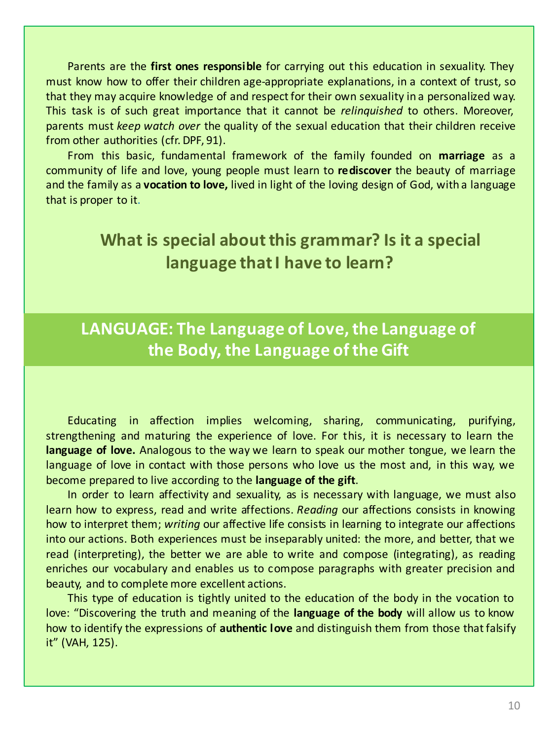Parents are the **first ones responsible** for carrying out this education in sexuality. They must know how to offer their children age-appropriate explanations, in a context of trust, so that they may acquire knowledge of and respect for their own sexuality in a personalized way. This task is of such great importance that it cannot be *relinquished* to others. Moreover, parents must *keep watch over* the quality of the sexual education that their children receive from other authorities (cfr. DPF, 91).

From this basic, fundamental framework of the family founded on **marriage** as a community of life and love, young people must learn to **rediscover** the beauty of marriage and the family as a **vocation to love,** lived in light of the loving design of God, with a language that is proper to it.

### What is special about this grammar? Is it a special language that I have to learn?

## LANGUAGE: The Language of Love, the Language of the Body, the Language of the Gift

Educating in affection implies welcoming, sharing, communicating, purifying, strengthening and maturing the experience of love. For this, it is necessary to learn the **language of love.** Analogous to the way we learn to speak our mother tongue, we learn the language of love in contact with those persons who love us the most and, in this way, we become prepared to live according to the **language of the gift**.

In order to learn affectivity and sexuality, as is necessary with language, we must also learn how to express, read and write affections. *Reading* our affections consists in knowing how to interpret them; *writing* our affective life consists in learning to integrate our affections into our actions. Both experiences must be inseparably united: the more, and better, that we read (interpreting), the better we are able to write and compose (integrating), as reading enriches our vocabulary and enables us to compose paragraphs with greater precision and beauty, and to complete more excellent actions.

This type of education is tightly united to the education of the body in the vocation to love: "Discovering the truth and meaning of the **language of the body** will allow us to know how to identify the expressions of **authentic love** and distinguish them from those that falsify it" (VAH, 125).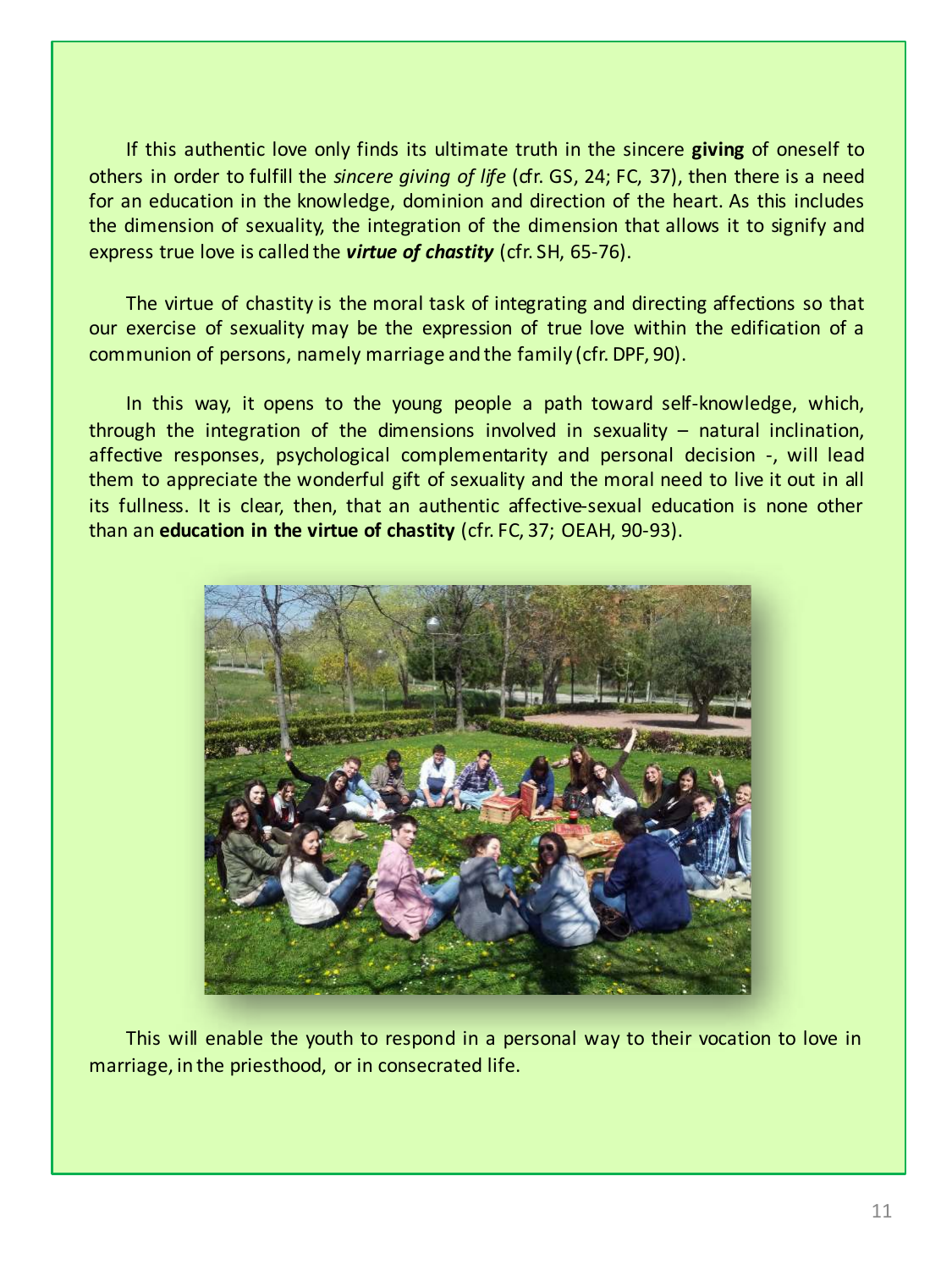If this authentic love only finds its ultimate truth in the sincere **giving** of oneself to others in order to fulfill the *sincere giving of life* (cfr. GS, 24; FC, 37), then there is a need for an education in the knowledge, dominion and direction of the heart. As this includes the dimension of sexuality, the integration of the dimension that allows it to signify and express true love is called the ***virtue of chastity*** (cfr. SH, 65-76).

The virtue of chastity is the moral task of integrating and directing affections so that our exercise of sexuality may be the expression of true love within the edification of a communion of persons, namely marriage and the family (cfr. DPF, 90).

In this way, it opens to the young people a path toward self-knowledge, which, through the integration of the dimensions involved in sexuality – natural inclination, affective responses, psychological complementarity and personal decision -, will lead them to appreciate the wonderful gift of sexuality and the moral need to live it out in all its fullness. It is clear, then, that an authentic affective-sexual education is none other than an **education in the virtue of chastity** (cfr. FC, 37; OEAH, 90-93).

This will enable the youth to respond in a personal way to their vocation to love in marriage, in the priesthood, or in consecrated life.